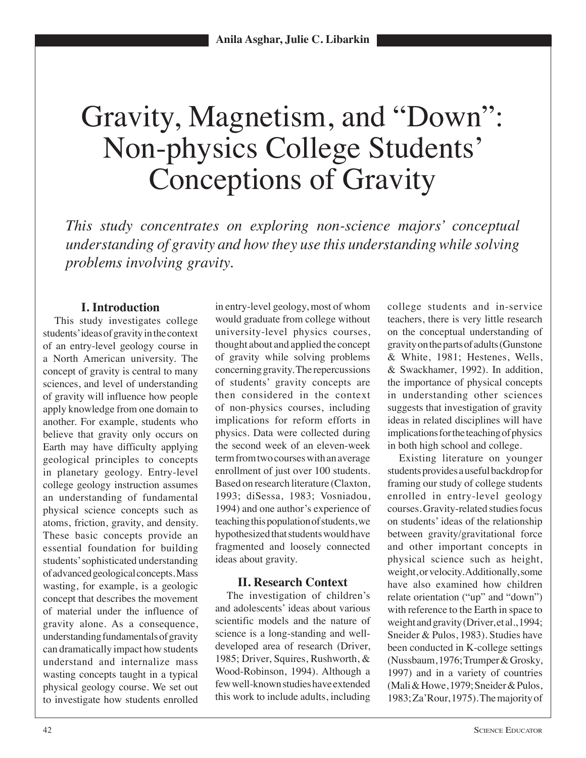Anila Asghar, Julie C. Libarkin

# Gravity, Magnetism, and "Down": Non-physics College Students' Conceptions of Gravity

*This study concentrates on exploring non-science majors' conceptual understanding of gravity and how they use this understanding while solving problems involving gravity.*

## I. Introduction

This study investigates college students' ideas of gravity in the context of an entry-level geology course in a North American university. The concept of gravity is central to many sciences, and level of understanding of gravity will influence how people apply knowledge from one domain to another. For example, students who believe that gravity only occurs on Earth may have difficulty applying geological principles to concepts in planetary geology. Entry-level college geology instruction assumes an understanding of fundamental physical science concepts such as atoms, friction, gravity, and density. These basic concepts provide an essential foundation for building students' sophisticated understanding of advanced geological concepts. Mass wasting, for example, is a geologic concept that describes the movement of material under the influence of gravity alone. As a consequence, understanding fundamentals of gravity can dramatically impact how students understand and internalize mass wasting concepts taught in a typical physical geology course. We set out to investigate how students enrolled in entry-level geology, most of whom would graduate from college without university-level physics courses, thought about and applied the concept of gravity while solving problems concerning gravity. The repercussions of students' gravity concepts are then considered in the context of non-physics courses, including implications for reform efforts in physics. Data were collected during the second week of an eleven-week term from two courses with an average enrollment of just over 100 students. Based on research literature (Claxton, 1993; diSessa, 1983; Vosniadou, 1994) and one author's experience of teaching this population of students, we hypothesized that students would have fragmented and loosely connected ideas about gravity.

## II. Research Context

The investigation of children's and adolescents' ideas about various scientific models and the nature of science is a long-standing and well-developed area of research (Driver, 1985; Driver, Squires, Rushworth, & Wood-Robinson, 1994). Although a few well-known studies have extended this work to include adults, including college students and in-service teachers, there is very little research on the conceptual understanding of gravity on the parts of adults (Gunstone & White, 1981; Hestenes, Wells, & Swackhamer, 1992). In addition, the importance of physical concepts in understanding other sciences suggests that investigation of gravity ideas in related disciplines will have implications for the teaching of physics in both high school and college.

Existing literature on younger students provides a useful backdrop for framing our study of college students enrolled in entry-level geology courses. Gravity-related studies focus on students' ideas of the relationship between gravity/gravitational force and other important concepts in physical science such as height, weight, or velocity. Additionally, some have also examined how children relate orientation ("up" and "down") with reference to the Earth in space to weight and gravity (Driver, et al., 1994; Sneider & Pulos, 1983). Studies have been conducted in K-college settings (Nussbaum, 1976; Trumper & Grosky, 1997) and in a variety of countries (Mali & Howe, 1979; Sneider & Pulos, 1983; Za'Rour, 1975). The majority of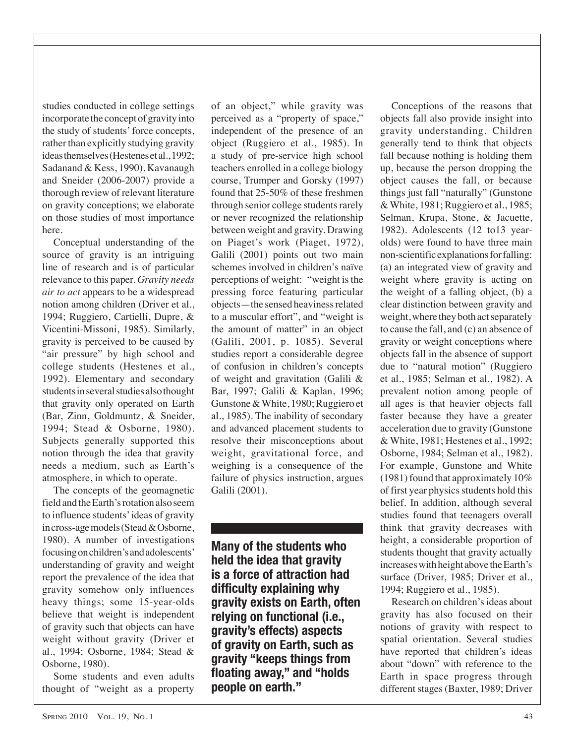studies conducted in college settings incorporate the concept of gravity into the study of students' force concepts, rather than explicitly studying gravity ideas themselves (Hestenes et al., 1992; Sadanand & Kess, 1990). Kavanaugh and Sneider (2006-2007) provide a thorough review of relevant literature on gravity conceptions; we elaborate on those studies of most importance here.

Conceptual understanding of the source of gravity is an intriguing line of research and is of particular relevance to this paper. *Gravity needs air to act* appears to be a widespread notion among children (Driver et al., 1994; Ruggiero, Cartielli, Dupre, & Vicentini-Missoni, 1985). Similarly, gravity is perceived to be caused by "air pressure" by high school and college students (Hestenes et al., 1992). Elementary and secondary students in several studies also thought that gravity only operated on Earth (Bar, Zinn, Goldmuntz, & Sneider, 1994; Stead & Osborne, 1980). Subjects generally supported this notion through the idea that gravity needs a medium, such as Earth's atmosphere, in which to operate.

The concepts of the geomagnetic field and the Earth's rotation also seem to influence students' ideas of gravity in cross-age models (Stead & Osborne, 1980). A number of investigations focusing on children's and adolescents' understanding of gravity and weight report the prevalence of the idea that gravity somehow only influences heavy things; some 15-year-olds believe that weight is independent of gravity such that objects can have weight without gravity (Driver et al., 1994; Osborne, 1984; Stead & Osborne, 1980).

Some students and even adults thought of "weight as a property of an object," while gravity was perceived as a "property of space," independent of the presence of an object (Ruggiero et al., 1985). In a study of pre-service high school teachers enrolled in a college biology course, Trumper and Gorsky (1997) found that 25-50% of these freshmen through senior college students rarely or never recognized the relationship between weight and gravity. Drawing on Piaget's work (Piaget, 1972), Galili (2001) points out two main schemes involved in children's naïve perceptions of weight: "weight is the pressing force featuring particular objects—the sensed heaviness related to a muscular effort", and "weight is the amount of matter" in an object (Galili, 2001, p. 1085). Several studies report a considerable degree of confusion in children's concepts of weight and gravitation (Galili & Bar, 1997; Galili & Kaplan, 1996; Gunstone & White, 1980; Ruggiero et al., 1985). The inability of secondary and advanced placement students to resolve their misconceptions about weight, gravitational force, and weighing is a consequence of the failure of physics instruction, argues Galili (2001).

**Many of the students who held the idea that gravity is a force of attraction had difficulty explaining why gravity exists on Earth, often relying on functional (i.e., gravity's effects) aspects of gravity on Earth, such as gravity "keeps things from floating away," and "holds people on earth."**

Conceptions of the reasons that objects fall also provide insight into gravity understanding. Children generally tend to think that objects fall because nothing is holding them up, because the person dropping the object causes the fall, or because things just fall "naturally" (Gunstone & White, 1981; Ruggiero et al., 1985; Selman, Krupa, Stone, & Jacuette, 1982). Adolescents (12 to13 year-olds) were found to have three main non-scientific explanations for falling: (a) an integrated view of gravity and weight where gravity is acting on the weight of a falling object, (b) a clear distinction between gravity and weight, where they both act separately to cause the fall, and (c) an absence of gravity or weight conceptions where objects fall in the absence of support due to "natural motion" (Ruggiero et al., 1985; Selman et al., 1982). A prevalent notion among people of all ages is that heavier objects fall faster because they have a greater acceleration due to gravity (Gunstone & White, 1981; Hestenes et al., 1992; Osborne, 1984; Selman et al., 1982). For example, Gunstone and White (1981) found that approximately 10% of first year physics students hold this belief. In addition, although several studies found that teenagers overall think that gravity decreases with height, a considerable proportion of students thought that gravity actually increases with height above the Earth's surface (Driver, 1985; Driver et al., 1994; Ruggiero et al., 1985).

Research on children's ideas about gravity has also focused on their notions of gravity with respect to spatial orientation. Several studies have reported that children's ideas about "down" with reference to the Earth in space progress through different stages (Baxter, 1989; Driver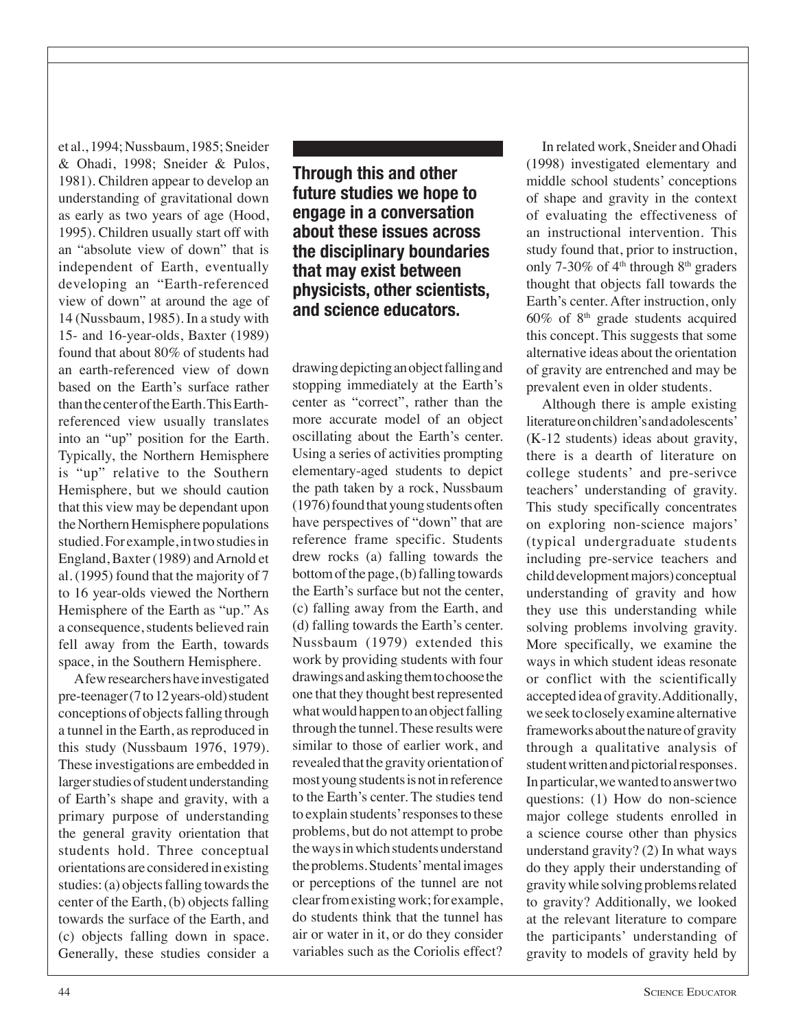et al., 1994; Nussbaum, 1985; Sneider & Ohadi, 1998; Sneider & Pulos, 1981). Children appear to develop an understanding of gravitational down as early as two years of age (Hood, 1995). Children usually start off with an "absolute view of down" that is independent of Earth, eventually developing an "Earth-referenced view of down" at around the age of 14 (Nussbaum, 1985). In a study with 15- and 16-year-olds, Baxter (1989) found that about 80% of students had an earth-referenced view of down based on the Earth's surface rather than the center of the Earth. This Earth-referenced view usually translates into an "up" position for the Earth. Typically, the Northern Hemisphere is "up" relative to the Southern Hemisphere, but we should caution that this view may be dependant upon the Northern Hemisphere populations studied. For example, in two studies in England, Baxter (1989) and Arnold et al. (1995) found that the majority of 7 to 16 year-olds viewed the Northern Hemisphere of the Earth as "up." As a consequence, students believed rain fell away from the Earth, towards space, in the Southern Hemisphere.

A few researchers have investigated pre-teenager (7 to 12 years-old) student conceptions of objects falling through a tunnel in the Earth, as reproduced in this study (Nussbaum 1976, 1979). These investigations are embedded in larger studies of student understanding of Earth's shape and gravity, with a primary purpose of understanding the general gravity orientation that students hold. Three conceptual orientations are considered in existing studies: (a) objects falling towards the center of the Earth, (b) objects falling towards the surface of the Earth, and (c) objects falling down in space. Generally, these studies consider a drawing depicting an object falling and stopping immediately at the Earth's center as "correct", rather than the more accurate model of an object oscillating about the Earth's center. Using a series of activities prompting elementary-aged students to depict the path taken by a rock, Nussbaum (1976) found that young students often have perspectives of "down" that are reference frame specific. Students drew rocks (a) falling towards the bottom of the page, (b) falling towards the Earth's surface but not the center, (c) falling away from the Earth, and (d) falling towards the Earth's center. Nussbaum (1979) extended this work by providing students with four drawings and asking them to choose the one that they thought best represented what would happen to an object falling through the tunnel. These results were similar to those of earlier work, and revealed that the gravity orientation of most young students is not in reference to the Earth's center. The studies tend to explain students' responses to these problems, but do not attempt to probe the ways in which students understand the problems. Students' mental images or perceptions of the tunnel are not clear from existing work; for example, do students think that the tunnel has air or water in it, or do they consider variables such as the Coriolis effect?

**Through this and other future studies we hope to engage in a conversation about these issues across the disciplinary boundaries that may exist between physicists, other scientists, and science educators.**

In related work, Sneider and Ohadi (1998) investigated elementary and middle school students' conceptions of shape and gravity in the context of evaluating the effectiveness of an instructional intervention. This study found that, prior to instruction, only 7-30% of 4th through 8th graders thought that objects fall towards the Earth's center. After instruction, only 60% of 8th grade students acquired this concept. This suggests that some alternative ideas about the orientation of gravity are entrenched and may be prevalent even in older students.

Although there is ample existing literature on children's and adolescents' (K-12 students) ideas about gravity, there is a dearth of literature on college students' and pre-serivce teachers' understanding of gravity. This study specifically concentrates on exploring non-science majors' (typical undergraduate students including pre-service teachers and child development majors) conceptual understanding of gravity and how they use this understanding while solving problems involving gravity. More specifically, we examine the ways in which student ideas resonate or conflict with the scientifically accepted idea of gravity. Additionally, we seek to closely examine alternative frameworks about the nature of gravity through a qualitative analysis of student written and pictorial responses. In particular, we wanted to answer two questions: (1) How do non-science major college students enrolled in a science course other than physics understand gravity? (2) In what ways do they apply their understanding of gravity while solving problems related to gravity? Additionally, we looked at the relevant literature to compare the participants' understanding of gravity to models of gravity held by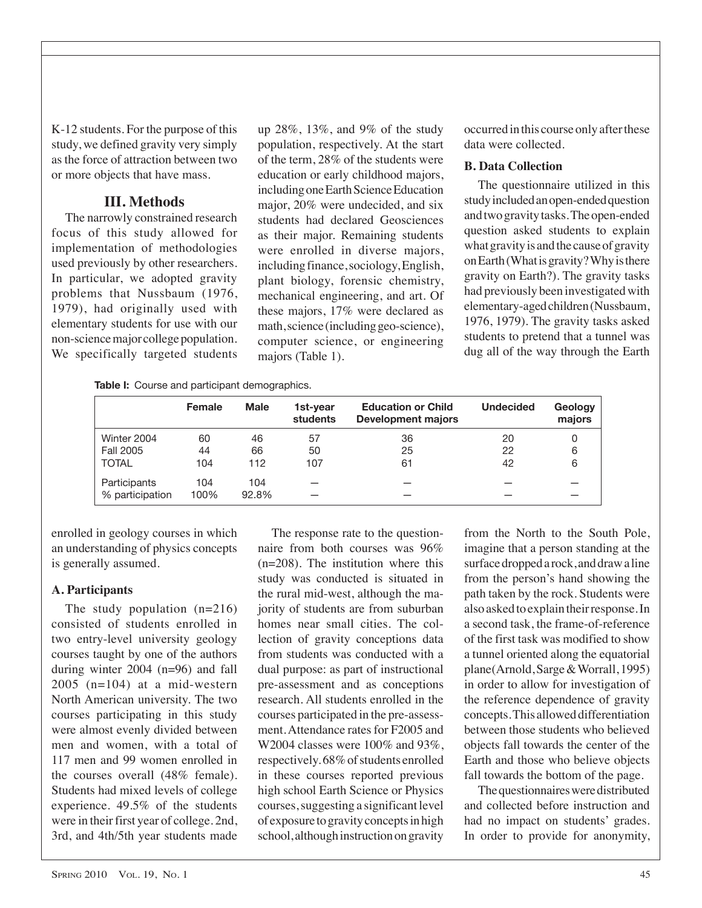K-12 students. For the purpose of this study, we defined gravity very simply as the force of attraction between two or more objects that have mass.

## III. Methods

The narrowly constrained research focus of this study allowed for implementation of methodologies used previously by other researchers. In particular, we adopted gravity problems that Nussbaum (1976, 1979), had originally used with elementary students for use with our non-science major college population. We specifically targeted students enrolled in geology courses in which an understanding of physics concepts is generally assumed.

### A. Participants

The study population (n=216) consisted of students enrolled in two entry-level university geology courses taught by one of the authors during winter 2004 (n=96) and fall 2005 (n=104) at a mid-western North American university. The two courses participating in this study were almost evenly divided between men and women, with a total of 117 men and 99 women enrolled in the courses overall (48% female). Students had mixed levels of college experience. 49.5% of the students were in their first year of college. 2nd, 3rd, and 4th/5th year students made up 28%, 13%, and 9% of the study population, respectively. At the start of the term, 28% of the students were education or early childhood majors, including one Earth Science Education major, 20% were undecided, and six students had declared Geosciences as their major. Remaining students were enrolled in diverse majors, including finance, sociology, English, plant biology, forensic chemistry, mechanical engineering, and art. Of these majors, 17% were declared as math, science (including geo-science), computer science, or engineering majors (Table 1).

**Table I:** Course and participant demographics.

| | Female | Male | 1st-year students | Education or Child Development majors | Undecided | Geology majors |
|---|---|---|---|---|---|---|
| Winter 2004 | 60 | 46 | 57 | 36 | 20 | 0 |
| Fall 2005 | 44 | 66 | 50 | 25 | 22 | 6 |
| TOTAL | 104 | 112 | 107 | 61 | 42 | 6 |
| Participants | 104 | 104 | — | — | — | — |
| % participation | 100% | 92.8% | — | — | — | — |

The response rate to the questionnaire from both courses was 96% (n=208). The institution where this study was conducted is situated in the rural mid-west, although the majority of students are from suburban homes near small cities. The collection of gravity conceptions data from students was conducted with a dual purpose: as part of instructional pre-assessment and as conceptions research. All students enrolled in the courses participated in the pre-assessment. Attendance rates for F2005 and W2004 classes were 100% and 93%, respectively. 68% of students enrolled in these courses reported previous high school Earth Science or Physics courses, suggesting a significant level of exposure to gravity concepts in high school, although instruction on gravity occurred in this course only after these data were collected.

### B. Data Collection

The questionnaire utilized in this study included an open-ended question and two gravity tasks. The open-ended question asked students to explain what gravity is and the cause of gravity on Earth (What is gravity? Why is there gravity on Earth?). The gravity tasks had previously been investigated with elementary-aged children (Nussbaum, 1976, 1979). The gravity tasks asked students to pretend that a tunnel was dug all of the way through the Earth from the North to the South Pole, imagine that a person standing at the surface dropped a rock, and draw a line from the person's hand showing the path taken by the rock. Students were also asked to explain their response. In a second task, the frame-of-reference of the first task was modified to show a tunnel oriented along the equatorial plane (Arnold, Sarge & Worrall, 1995) in order to allow for investigation of the reference dependence of gravity concepts. This allowed differentiation between those students who believed objects fall towards the center of the Earth and those who believe objects fall towards the bottom of the page.

The questionnaires were distributed and collected before instruction and had no impact on students' grades. In order to provide for anonymity,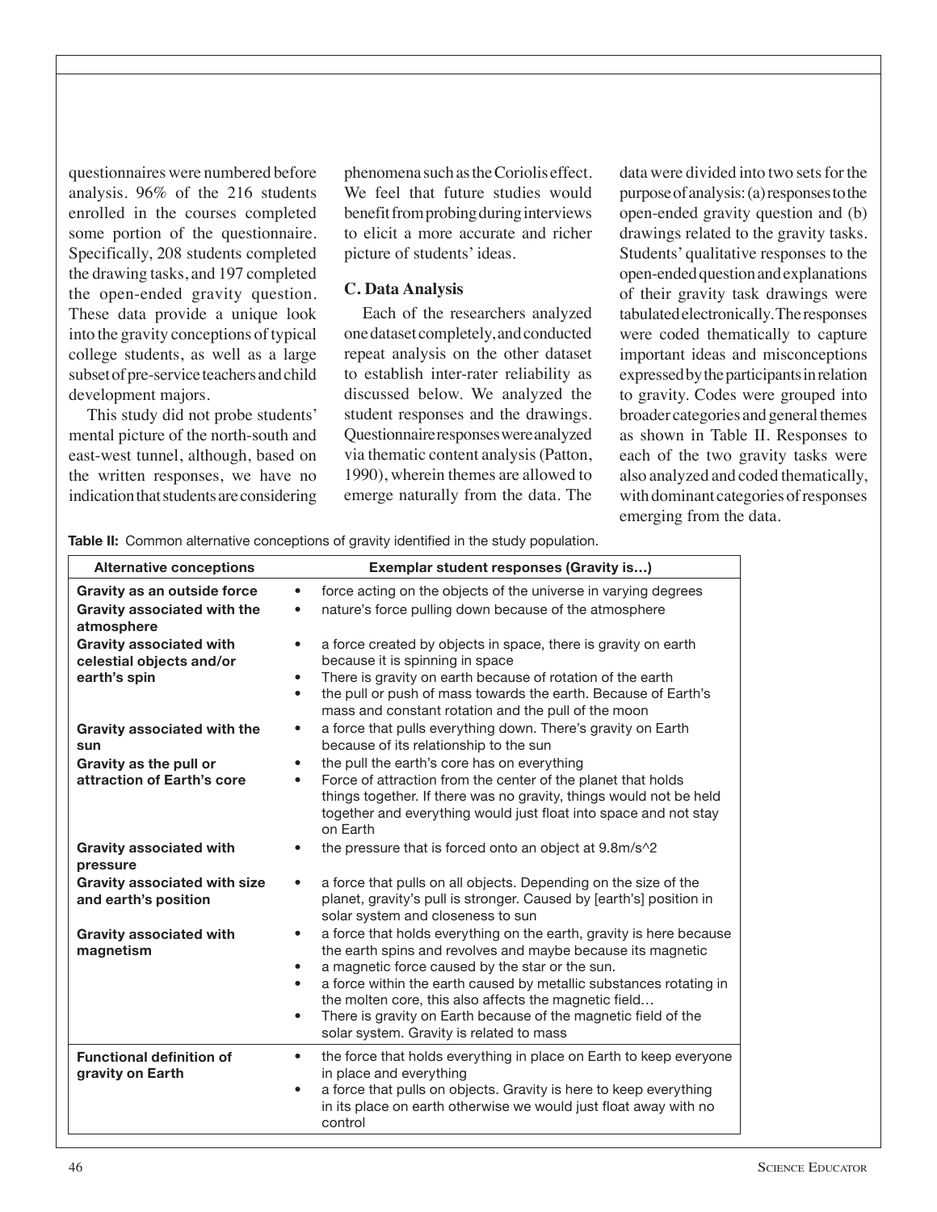questionnaires were numbered before analysis. 96% of the 216 students enrolled in the courses completed some portion of the questionnaire. Specifically, 208 students completed the drawing tasks, and 197 completed the open-ended gravity question. These data provide a unique look into the gravity conceptions of typical college students, as well as a large subset of pre-service teachers and child development majors.

This study did not probe students' mental picture of the north-south and east-west tunnel, although, based on the written responses, we have no indication that students are considering phenomena such as the Coriolis effect. We feel that future studies would benefit from probing during interviews to elicit a more accurate and richer picture of students' ideas.

### C. Data Analysis

Each of the researchers analyzed one dataset completely, and conducted repeat analysis on the other dataset to establish inter-rater reliability as discussed below. We analyzed the student responses and the drawings. Questionnaire responses were analyzed via thematic content analysis (Patton, 1990), wherein themes are allowed to emerge naturally from the data. The data were divided into two sets for the purpose of analysis: (a) responses to the open-ended gravity question and (b) drawings related to the gravity tasks. Students' qualitative responses to the open-ended question and explanations of their gravity task drawings were tabulated electronically. The responses were coded thematically to capture important ideas and misconceptions expressed by the participants in relation to gravity. Codes were grouped into broader categories and general themes as shown in Table II. Responses to each of the two gravity tasks were also analyzed and coded thematically, with dominant categories of responses emerging from the data.

**Table II:** Common alternative conceptions of gravity identified in the study population.

| Alternative conceptions | Exemplar student responses (Gravity is…) |
|---|---|
| **Gravity as an outside force** | • force acting on the objects of the universe in varying degrees |
| **Gravity associated with the atmosphere** | • nature's force pulling down because of the atmosphere |
| **Gravity associated with celestial objects and/or earth's spin** | • a force created by objects in space, there is gravity on earth because it is spinning in space<br>• There is gravity on earth because of rotation of the earth<br>• the pull or push of mass towards the earth. Because of Earth's mass and constant rotation and the pull of the moon |
| **Gravity associated with the sun** | • a force that pulls everything down. There's gravity on Earth because of its relationship to the sun |
| **Gravity as the pull or attraction of Earth's core** | • the pull the earth's core has on everything<br>• Force of attraction from the center of the planet that holds things together. If there was no gravity, things would not be held together and everything would just float into space and not stay on Earth |
| **Gravity associated with pressure** | • the pressure that is forced onto an object at 9.8m/s^2 |
| **Gravity associated with size and earth's position** | • a force that pulls on all objects. Depending on the size of the planet, gravity's pull is stronger. Caused by [earth's] position in solar system and closeness to sun |
| **Gravity associated with magnetism** | • a force that holds everything on the earth, gravity is here because the earth spins and revolves and maybe because its magnetic<br>• a magnetic force caused by the star or the sun.<br>• a force within the earth caused by metallic substances rotating in the molten core, this also affects the magnetic field…<br>• There is gravity on Earth because of the magnetic field of the solar system. Gravity is related to mass |
| **Functional definition of gravity on Earth** | • the force that holds everything in place on Earth to keep everyone in place and everything<br>• a force that pulls on objects. Gravity is here to keep everything in its place on earth otherwise we would just float away with no control |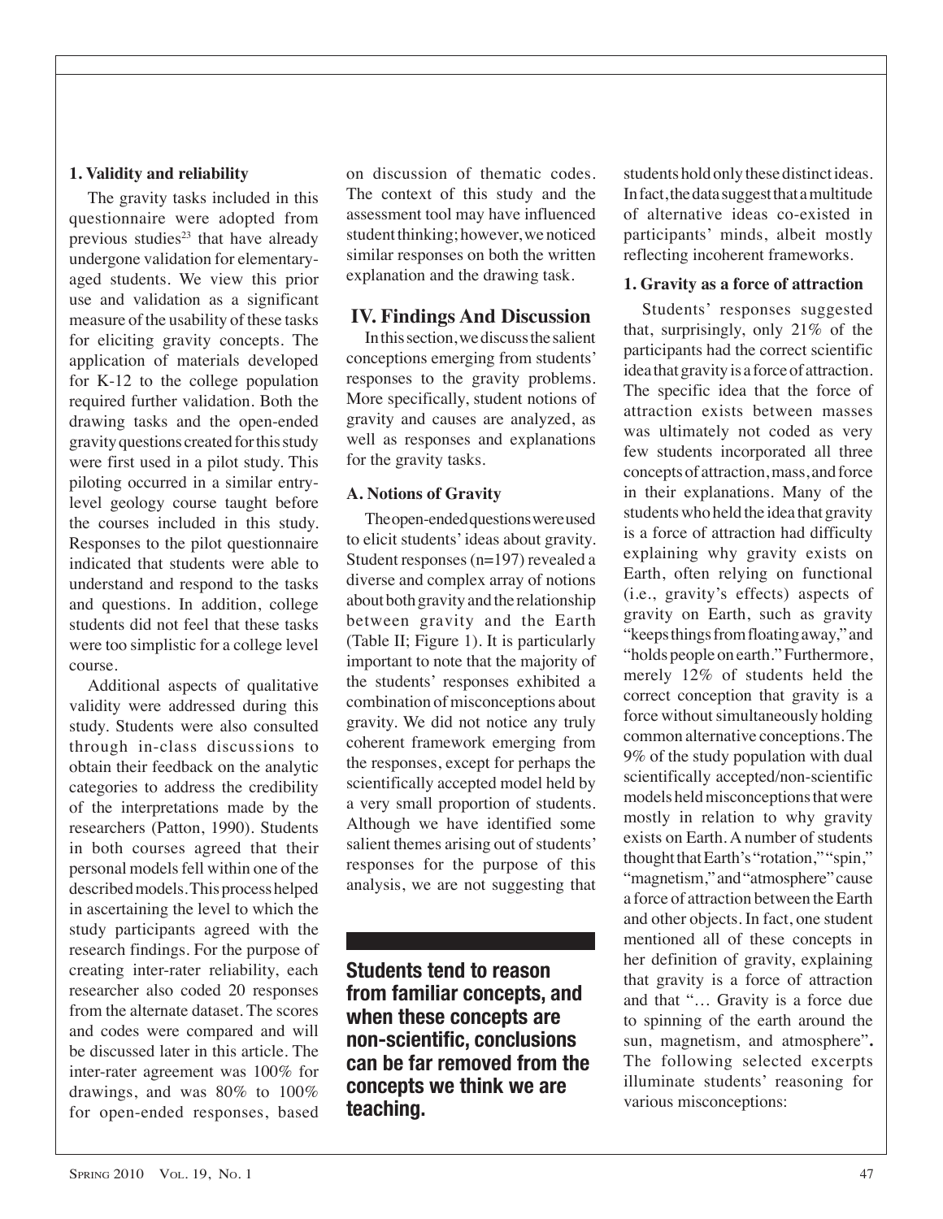### 1. Validity and reliability

The gravity tasks included in this questionnaire were adopted from previous studies[23] that have already undergone validation for elementary-aged students. We view this prior use and validation as a significant measure of the usability of these tasks for eliciting gravity concepts. The application of materials developed for K-12 to the college population required further validation. Both the drawing tasks and the open-ended gravity questions created for this study were first used in a pilot study. This piloting occurred in a similar entry-level geology course taught before the courses included in this study. Responses to the pilot questionnaire indicated that students were able to understand and respond to the tasks and questions. In addition, college students did not feel that these tasks were too simplistic for a college level course.

Additional aspects of qualitative validity were addressed during this study. Students were also consulted through in-class discussions to obtain their feedback on the analytic categories to address the credibility of the interpretations made by the researchers (Patton, 1990). Students in both courses agreed that their personal models fell within one of the described models. This process helped in ascertaining the level to which the study participants agreed with the research findings. For the purpose of creating inter-rater reliability, each researcher also coded 20 responses from the alternate dataset. The scores and codes were compared and will be discussed later in this article. The inter-rater agreement was 100% for drawings, and was 80% to 100% for open-ended responses, based on discussion of thematic codes. The context of this study and the assessment tool may have influenced student thinking; however, we noticed similar responses on both the written explanation and the drawing task.

## IV. Findings And Discussion

In this section, we discuss the salient conceptions emerging from students' responses to the gravity problems. More specifically, student notions of gravity and causes are analyzed, as well as responses and explanations for the gravity tasks.

### A. Notions of Gravity

The open-ended questions were used to elicit students' ideas about gravity. Student responses (n=197) revealed a diverse and complex array of notions about both gravity and the relationship between gravity and the Earth (Table II; Figure 1). It is particularly important to note that the majority of the students' responses exhibited a combination of misconceptions about gravity. We did not notice any truly coherent framework emerging from the responses, except for perhaps the scientifically accepted model held by a very small proportion of students. Although we have identified some salient themes arising out of students' responses for the purpose of this analysis, we are not suggesting that students hold only these distinct ideas. In fact, the data suggest that a multitude of alternative ideas co-existed in participants' minds, albeit mostly reflecting incoherent frameworks.

**Students tend to reason from familiar concepts, and when these concepts are non-scientific, conclusions can be far removed from the concepts we think we are teaching.**

### 1. Gravity as a force of attraction

Students' responses suggested that, surprisingly, only 21% of the participants had the correct scientific idea that gravity is a force of attraction. The specific idea that the force of attraction exists between masses was ultimately not coded as very few students incorporated all three concepts of attraction, mass, and force in their explanations. Many of the students who held the idea that gravity is a force of attraction had difficulty explaining why gravity exists on Earth, often relying on functional (i.e., gravity's effects) aspects of gravity on Earth, such as gravity "keeps things from floating away," and "holds people on earth." Furthermore, merely 12% of students held the correct conception that gravity is a force without simultaneously holding common alternative conceptions. The 9% of the study population with dual scientifically accepted/non-scientific models held misconceptions that were mostly in relation to why gravity exists on Earth. A number of students thought that Earth's "rotation," "spin," "magnetism," and "atmosphere" cause a force of attraction between the Earth and other objects. In fact, one student mentioned all of these concepts in her definition of gravity, explaining that gravity is a force of attraction and that "… Gravity is a force due to spinning of the earth around the sun, magnetism, and atmosphere"**.** The following selected excerpts illuminate students' reasoning for various misconceptions: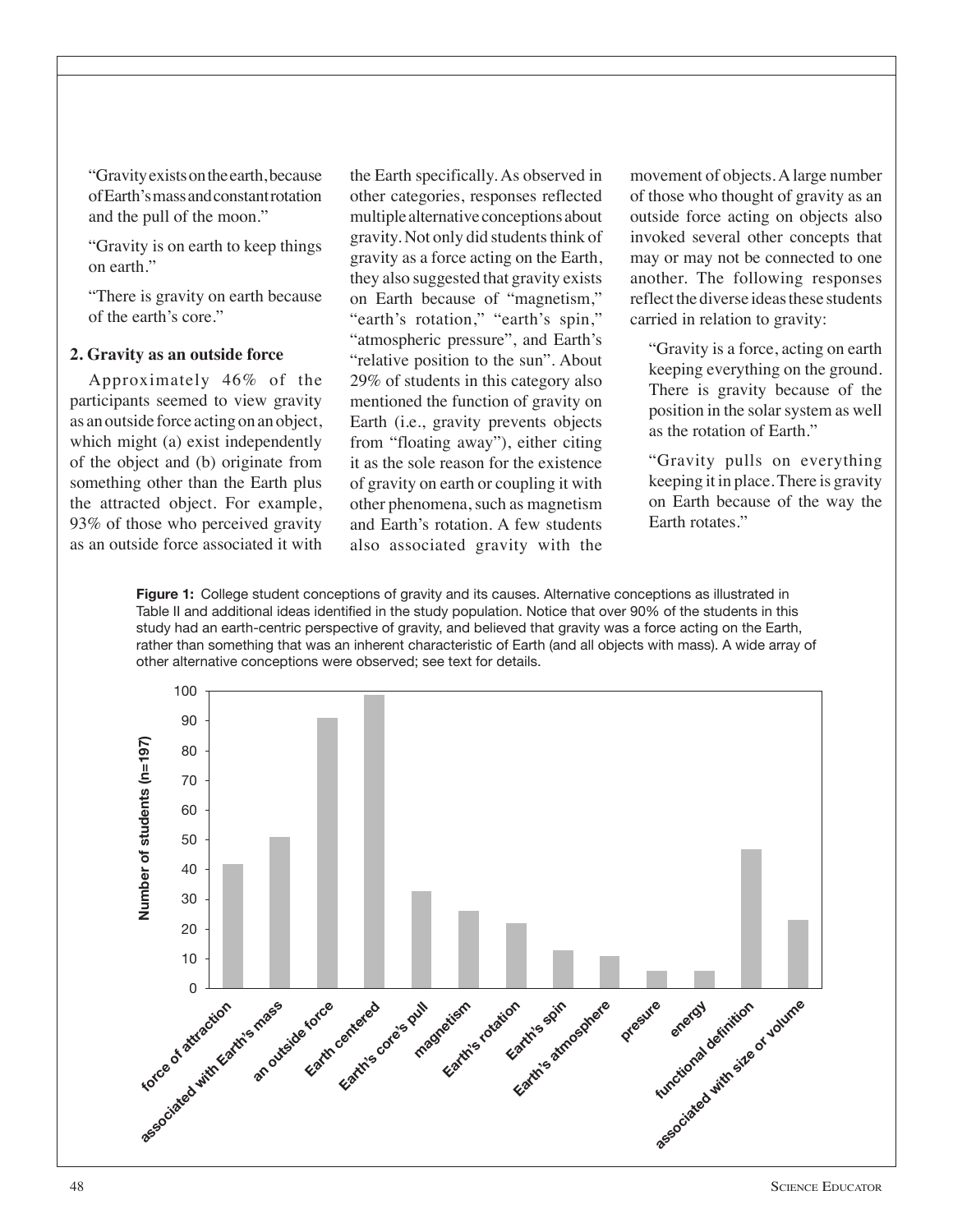"Gravity exists on the earth, because of Earth's mass and constant rotation and the pull of the moon."

"Gravity is on earth to keep things on earth."

"There is gravity on earth because of the earth's core."

**2. Gravity as an outside force**

Approximately 46% of the participants seemed to view gravity as an outside force acting on an object, which might (a) exist independently of the object and (b) originate from something other than the Earth plus the attracted object. For example, 93% of those who perceived gravity as an outside force associated it with the Earth specifically. As observed in other categories, responses reflected multiple alternative conceptions about gravity. Not only did students think of gravity as a force acting on the Earth, they also suggested that gravity exists on Earth because of "magnetism," "earth's rotation," "earth's spin," "atmospheric pressure", and Earth's "relative position to the sun". About 29% of students in this category also mentioned the function of gravity on Earth (i.e., gravity prevents objects from "floating away"), either citing it as the sole reason for the existence of gravity on earth or coupling it with other phenomena, such as magnetism and Earth's rotation. A few students also associated gravity with the movement of objects. A large number of those who thought of gravity as an outside force acting on objects also invoked several other concepts that may or may not be connected to one another. The following responses reflect the diverse ideas these students carried in relation to gravity:

"Gravity is a force, acting on earth keeping everything on the ground. There is gravity because of the position in the solar system as well as the rotation of Earth."

"Gravity pulls on everything keeping it in place. There is gravity on Earth because of the way the Earth rotates."

**Figure 1:** College student conceptions of gravity and its causes. Alternative conceptions as illustrated in Table II and additional ideas identified in the study population. Notice that over 90% of the students in this study had an earth-centric perspective of gravity, and believed that gravity was a force acting on the Earth, rather than something that was an inherent characteristic of Earth (and all objects with mass). A wide array of other alternative conceptions were observed; see text for details.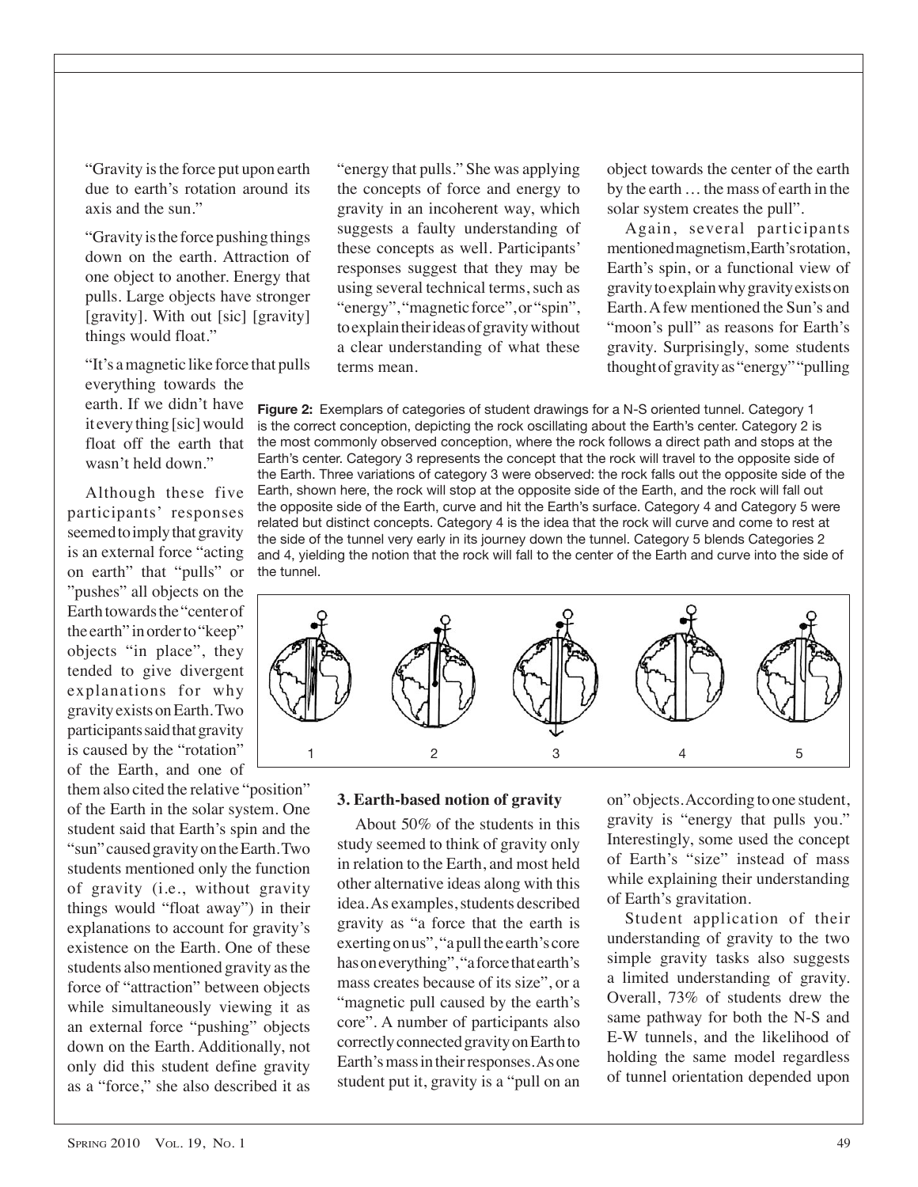"Gravity is the force put upon earth due to earth's rotation around its axis and the sun."

"Gravity is the force pushing things down on the earth. Attraction of one object to another. Energy that pulls. Large objects have stronger [gravity]. With out [sic] [gravity] things would float."

"It's a magnetic like force that pulls everything towards the earth. If we didn't have it every thing [sic] would float off the earth that wasn't held down."

Although these five participants' responses seemed to imply that gravity is an external force "acting on earth" that "pulls" or "pushes" all objects on the Earth towards the "center of the earth" in order to "keep" objects "in place", they tended to give divergent explanations for why gravity exists on Earth. Two participants said that gravity is caused by the "rotation" of the Earth, and one of them also cited the relative "position" of the Earth in the solar system. One student said that Earth's spin and the "sun" caused gravity on the Earth. Two students mentioned only the function of gravity (i.e., without gravity things would "float away") in their explanations to account for gravity's existence on the Earth. One of these students also mentioned gravity as the force of "attraction" between objects while simultaneously viewing it as an external force "pushing" objects down on the Earth. Additionally, not only did this student define gravity as a "force," she also described it as "energy that pulls." She was applying the concepts of force and energy to gravity in an incoherent way, which suggests a faulty understanding of these concepts as well. Participants' responses suggest that they may be using several technical terms, such as "energy", "magnetic force", or "spin", to explain their ideas of gravity without a clear understanding of what these terms mean.

**Figure 2:** Exemplars of categories of student drawings for a N-S oriented tunnel. Category 1 is the correct conception, depicting the rock oscillating about the Earth's center. Category 2 is the most commonly observed conception, where the rock follows a direct path and stops at the Earth's center. Category 3 represents the concept that the rock will travel to the opposite side of the Earth. Three variations of category 3 were observed: the rock falls out the opposite side of the Earth, shown here, the rock will stop at the opposite side of the Earth, and the rock will fall out the opposite side of the Earth, curve and hit the Earth's surface. Category 4 and Category 5 were related but distinct concepts. Category 4 is the idea that the rock will curve and come to rest at the side of the tunnel very early in its journey down the tunnel. Category 5 blends Categories 2 and 4, yielding the notion that the rock will fall to the center of the Earth and curve into the side of the tunnel.

### 3. Earth-based notion of gravity

About 50% of the students in this study seemed to think of gravity only in relation to the Earth, and most held other alternative ideas along with this idea. As examples, students described gravity as "a force that the earth is exerting on us", "a pull the earth's core has on everything", "a force that earth's mass creates because of its size", or a "magnetic pull caused by the earth's core". A number of participants also correctly connected gravity on Earth to Earth's mass in their responses. As one student put it, gravity is a "pull on an object towards the center of the earth by the earth … the mass of earth in the solar system creates the pull".

Again, several participants mentioned magnetism, Earth's rotation, Earth's spin, or a functional view of gravity to explain why gravity exists on Earth. A few mentioned the Sun's and "moon's pull" as reasons for Earth's gravity. Surprisingly, some students thought of gravity as "energy" "pulling on" objects. According to one student, gravity is "energy that pulls you." Interestingly, some used the concept of Earth's "size" instead of mass while explaining their understanding of Earth's gravitation.

Student application of their understanding of gravity to the two simple gravity tasks also suggests a limited understanding of gravity. Overall, 73% of students drew the same pathway for both the N-S and E-W tunnels, and the likelihood of holding the same model regardless of tunnel orientation depended upon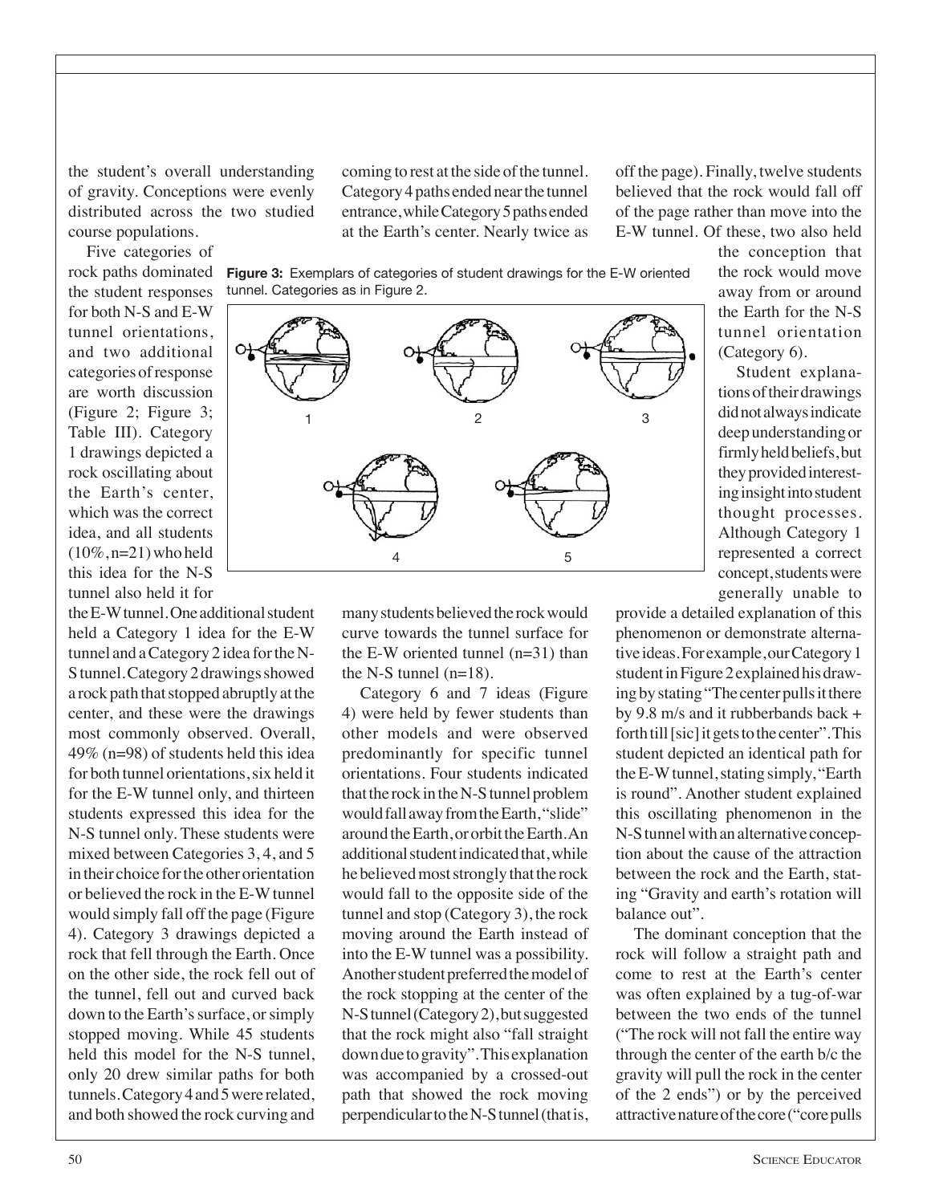the student's overall understanding of gravity. Conceptions were evenly distributed across the two studied course populations.

Five categories of rock paths dominated the student responses for both N-S and E-W tunnel orientations, and two additional categories of response are worth discussion (Figure 2; Figure 3; Table III). Category 1 drawings depicted a rock oscillating about the Earth's center, which was the correct idea, and all students (10%, n=21) who held this idea for the N-S tunnel also held it for the E-W tunnel. One additional student held a Category 1 idea for the E-W tunnel and a Category 2 idea for the N-S tunnel. Category 2 drawings showed a rock path that stopped abruptly at the center, and these were the drawings most commonly observed. Overall, 49% (n=98) of students held this idea for both tunnel orientations, six held it for the E-W tunnel only, and thirteen students expressed this idea for the N-S tunnel only. These students were mixed between Categories 3, 4, and 5 in their choice for the other orientation or believed the rock in the E-W tunnel would simply fall off the page (Figure 4). Category 3 drawings depicted a rock that fell through the Earth. Once on the other side, the rock fell out of the tunnel, fell out and curved back down to the Earth's surface, or simply stopped moving. While 45 students held this model for the N-S tunnel, only 20 drew similar paths for both tunnels. Category 4 and 5 were related, and both showed the rock curving and coming to rest at the side of the tunnel. Category 4 paths ended near the tunnel entrance, while Category 5 paths ended at the Earth's center. Nearly twice as many students believed the rock would curve towards the tunnel surface for the E-W oriented tunnel (n=31) than the N-S tunnel (n=18).

**Figure 3:** Exemplars of categories of student drawings for the E-W oriented tunnel. Categories as in Figure 2.

Category 6 and 7 ideas (Figure 4) were held by fewer students than other models and were observed predominantly for specific tunnel orientations. Four students indicated that the rock in the N-S tunnel problem would fall away from the Earth, "slide" around the Earth, or orbit the Earth. An additional student indicated that, while he believed most strongly that the rock would fall to the opposite side of the tunnel and stop (Category 3), the rock moving around the Earth instead of into the E-W tunnel was a possibility. Another student preferred the model of the rock stopping at the center of the N-S tunnel (Category 2), but suggested that the rock might also "fall straight down due to gravity". This explanation was accompanied by a crossed-out path that showed the rock moving perpendicular to the N-S tunnel (that is, off the page). Finally, twelve students believed that the rock would fall off of the page rather than move into the E-W tunnel. Of these, two also held the conception that the rock would move away from or around the Earth for the N-S tunnel orientation (Category 6).

Student explanations of their drawings did not always indicate deep understanding or firmly held beliefs, but they provided interesting insight into student thought processes. Although Category 1 represented a correct concept, students were generally unable to provide a detailed explanation of this phenomenon or demonstrate alternative ideas. For example, our Category 1 student in Figure 2 explained his drawing by stating "The center pulls it there by 9.8 m/s and it rubberbands back + forth till [sic] it gets to the center". This student depicted an identical path for the E-W tunnel, stating simply, "Earth is round". Another student explained this oscillating phenomenon in the N-S tunnel with an alternative conception about the cause of the attraction between the rock and the Earth, stating "Gravity and earth's rotation will balance out".

The dominant conception that the rock will follow a straight path and come to rest at the Earth's center was often explained by a tug-of-war between the two ends of the tunnel ("The rock will not fall the entire way through the center of the earth b/c the gravity will pull the rock in the center of the 2 ends") or by the perceived attractive nature of the core ("core pulls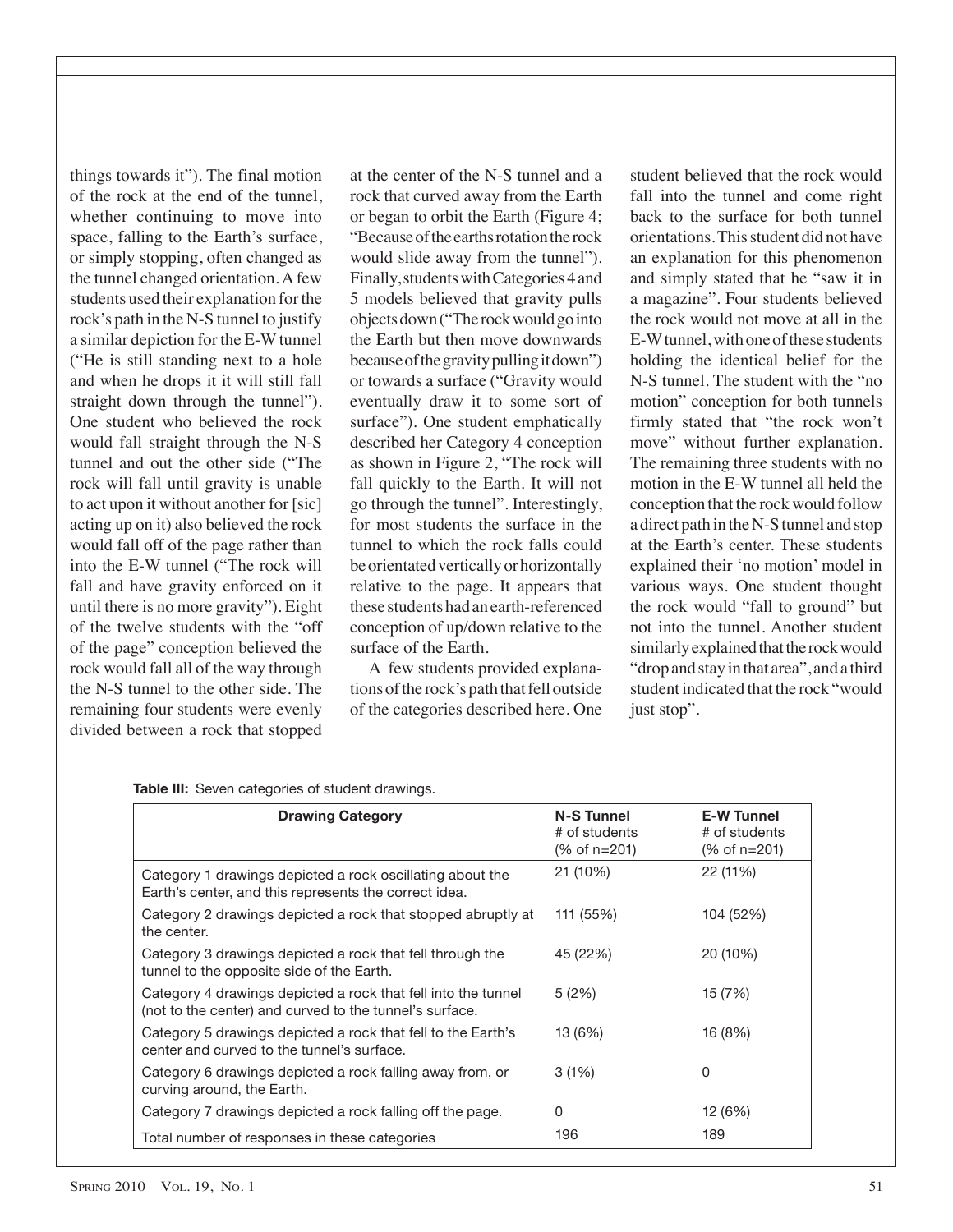things towards it"). The final motion of the rock at the end of the tunnel, whether continuing to move into space, falling to the Earth's surface, or simply stopping, often changed as the tunnel changed orientation. A few students used their explanation for the rock's path in the N-S tunnel to justify a similar depiction for the E-W tunnel ("He is still standing next to a hole and when he drops it it will still fall straight down through the tunnel"). One student who believed the rock would fall straight through the N-S tunnel and out the other side ("The rock will fall until gravity is unable to act upon it without another for [sic] acting up on it) also believed the rock would fall off of the page rather than into the E-W tunnel ("The rock will fall and have gravity enforced on it until there is no more gravity"). Eight of the twelve students with the "off of the page" conception believed the rock would fall all of the way through the N-S tunnel to the other side. The remaining four students were evenly divided between a rock that stopped at the center of the N-S tunnel and a rock that curved away from the Earth or began to orbit the Earth (Figure 4; "Because of the earths rotation the rock would slide away from the tunnel"). Finally, students with Categories 4 and 5 models believed that gravity pulls objects down ("The rock would go into the Earth but then move downwards because of the gravity pulling it down") or towards a surface ("Gravity would eventually draw it to some sort of surface"). One student emphatically described her Category 4 conception as shown in Figure 2, "The rock will fall quickly to the Earth. It will <u>not</u> go through the tunnel". Interestingly, for most students the surface in the tunnel to which the rock falls could be orientated vertically or horizontally relative to the page. It appears that these students had an earth-referenced conception of up/down relative to the surface of the Earth.

A few students provided explanations of the rock's path that fell outside of the categories described here. One student believed that the rock would fall into the tunnel and come right back to the surface for both tunnel orientations. This student did not have an explanation for this phenomenon and simply stated that he "saw it in a magazine". Four students believed the rock would not move at all in the E-W tunnel, with one of these students holding the identical belief for the N-S tunnel. The student with the "no motion" conception for both tunnels firmly stated that "the rock won't move" without further explanation. The remaining three students with no motion in the E-W tunnel all held the conception that the rock would follow a direct path in the N-S tunnel and stop at the Earth's center. These students explained their 'no motion' model in various ways. One student thought the rock would "fall to ground" but not into the tunnel. Another student similarly explained that the rock would "drop and stay in that area", and a third student indicated that the rock "would just stop".

**Table III:** Seven categories of student drawings.

| Drawing Category | N-S Tunnel<br># of students<br>(% of n=201) | E-W Tunnel<br># of students<br>(% of n=201) |
|---|---|---|
| Category 1 drawings depicted a rock oscillating about the Earth's center, and this represents the correct idea. | 21 (10%) | 22 (11%) |
| Category 2 drawings depicted a rock that stopped abruptly at the center. | 111 (55%) | 104 (52%) |
| Category 3 drawings depicted a rock that fell through the tunnel to the opposite side of the Earth. | 45 (22%) | 20 (10%) |
| Category 4 drawings depicted a rock that fell into the tunnel (not to the center) and curved to the tunnel's surface. | 5 (2%) | 15 (7%) |
| Category 5 drawings depicted a rock that fell to the Earth's center and curved to the tunnel's surface. | 13 (6%) | 16 (8%) |
| Category 6 drawings depicted a rock falling away from, or curving around, the Earth. | 3 (1%) | 0 |
| Category 7 drawings depicted a rock falling off the page. | 0 | 12 (6%) |
| Total number of responses in these categories | 196 | 189 |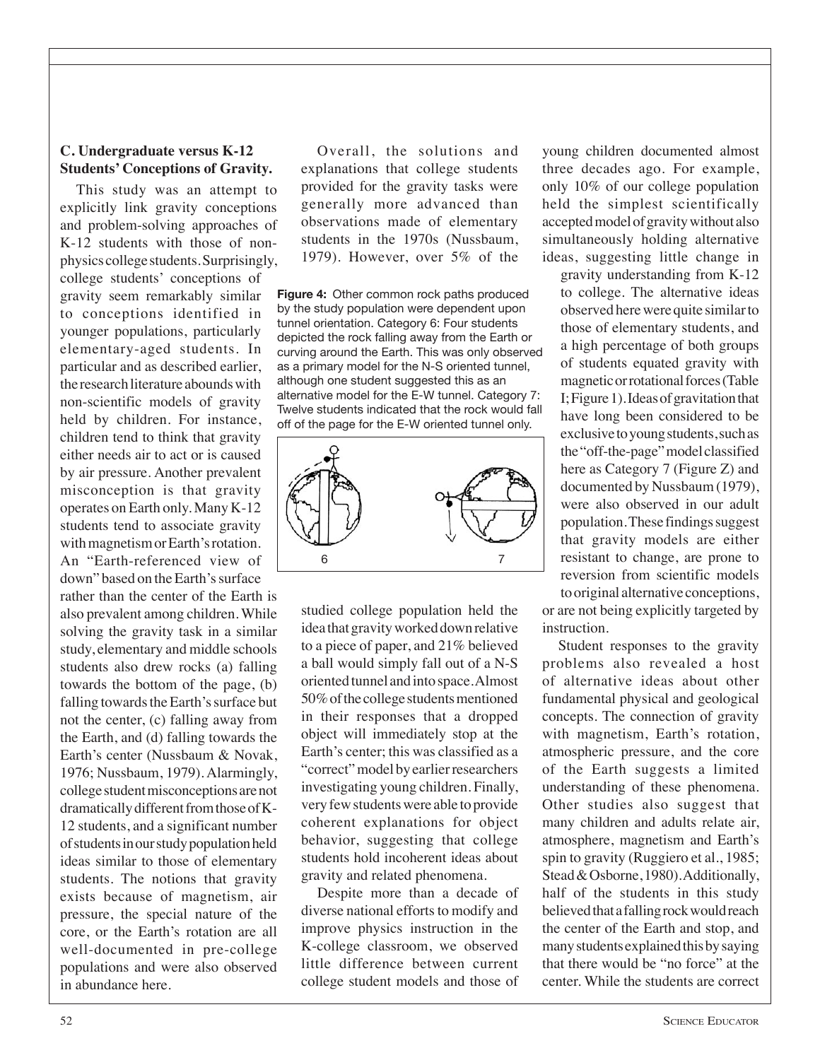### C. Undergraduate versus K-12 Students' Conceptions of Gravity.

This study was an attempt to explicitly link gravity conceptions and problem-solving approaches of K-12 students with those of non-physics college students. Surprisingly, college students' conceptions of gravity seem remarkably similar to conceptions identified in younger populations, particularly elementary-aged students. In particular and as described earlier, the research literature abounds with non-scientific models of gravity held by children. For instance, children tend to think that gravity either needs air to act or is caused by air pressure. Another prevalent misconception is that gravity operates on Earth only. Many K-12 students tend to associate gravity with magnetism or Earth's rotation. An "Earth-referenced view of down" based on the Earth's surface rather than the center of the Earth is also prevalent among children. While solving the gravity task in a similar study, elementary and middle schools students also drew rocks (a) falling towards the bottom of the page, (b) falling towards the Earth's surface but not the center, (c) falling away from the Earth, and (d) falling towards the Earth's center (Nussbaum & Novak, 1976; Nussbaum, 1979). Alarmingly, college student misconceptions are not dramatically different from those of K-12 students, and a significant number of students in our study population held ideas similar to those of elementary students. The notions that gravity exists because of magnetism, air pressure, the special nature of the core, or the Earth's rotation are all well-documented in pre-college populations and were also observed in abundance here.

Overall, the solutions and explanations that college students provided for the gravity tasks were generally more advanced than observations made of elementary students in the 1970s (Nussbaum, 1979). However, over 5% of the studied college population held the idea that gravity worked down relative to a piece of paper, and 21% believed a ball would simply fall out of a N-S oriented tunnel and into space. Almost 50% of the college students mentioned in their responses that a dropped object will immediately stop at the Earth's center; this was classified as a "correct" model by earlier researchers investigating young children. Finally, very few students were able to provide coherent explanations for object behavior, suggesting that college students hold incoherent ideas about gravity and related phenomena.

**Figure 4:** Other common rock paths produced by the study population were dependent upon tunnel orientation. Category 6: Four students depicted the rock falling away from the Earth or curving around the Earth. This was only observed as a primary model for the N-S oriented tunnel, although one student suggested this as an alternative model for the E-W tunnel. Category 7: Twelve students indicated that the rock would fall off of the page for the E-W oriented tunnel only.

Despite more than a decade of diverse national efforts to modify and improve physics instruction in the K-college classroom, we observed little difference between current college student models and those of young children documented almost three decades ago. For example, only 10% of our college population held the simplest scientifically accepted model of gravity without also simultaneously holding alternative ideas, suggesting little change in gravity understanding from K-12 to college. The alternative ideas observed here were quite similar to those of elementary students, and a high percentage of both groups of students equated gravity with magnetic or rotational forces (Table I; Figure 1). Ideas of gravitation that have long been considered to be exclusive to young students, such as the "off-the-page" model classified here as Category 7 (Figure Z) and documented by Nussbaum (1979), were also observed in our adult population. These findings suggest that gravity models are either resistant to change, are prone to reversion from scientific models to original alternative conceptions, or are not being explicitly targeted by instruction.

Student responses to the gravity problems also revealed a host of alternative ideas about other fundamental physical and geological concepts. The connection of gravity with magnetism, Earth's rotation, atmospheric pressure, and the core of the Earth suggests a limited understanding of these phenomena. Other studies also suggest that many children and adults relate air, atmosphere, magnetism and Earth's spin to gravity (Ruggiero et al., 1985; Stead & Osborne, 1980). Additionally, half of the students in this study believed that a falling rock would reach the center of the Earth and stop, and many students explained this by saying that there would be "no force" at the center. While the students are correct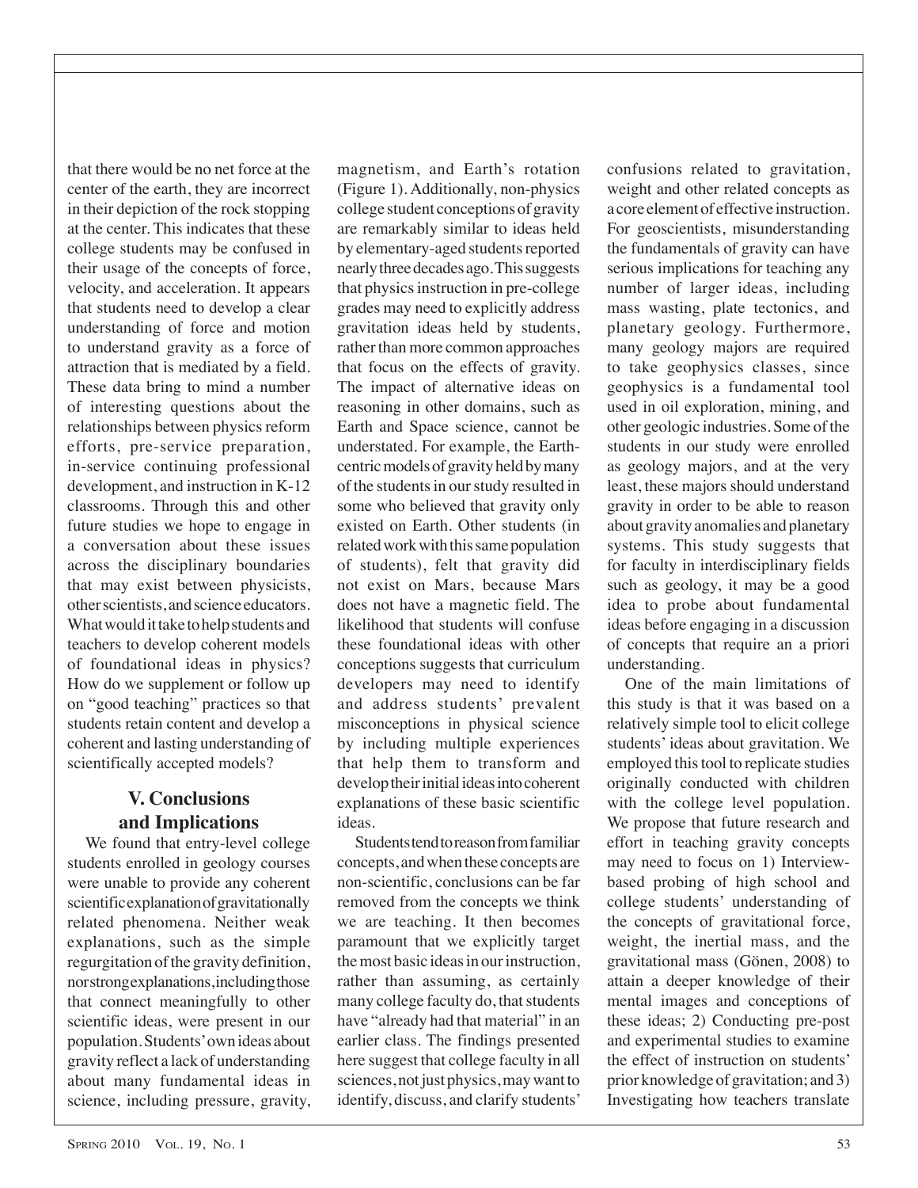that there would be no net force at the center of the earth, they are incorrect in their depiction of the rock stopping at the center. This indicates that these college students may be confused in their usage of the concepts of force, velocity, and acceleration. It appears that students need to develop a clear understanding of force and motion to understand gravity as a force of attraction that is mediated by a field. These data bring to mind a number of interesting questions about the relationships between physics reform efforts, pre-service preparation, in-service continuing professional development, and instruction in K-12 classrooms. Through this and other future studies we hope to engage in a conversation about these issues across the disciplinary boundaries that may exist between physicists, other scientists, and science educators. What would it take to help students and teachers to develop coherent models of foundational ideas in physics? How do we supplement or follow up on "good teaching" practices so that students retain content and develop a coherent and lasting understanding of scientifically accepted models?

## V. Conclusions and Implications

We found that entry-level college students enrolled in geology courses were unable to provide any coherent scientific explanation of gravitationally related phenomena. Neither weak explanations, such as the simple regurgitation of the gravity definition, nor strong explanations, including those that connect meaningfully to other scientific ideas, were present in our population. Students' own ideas about gravity reflect a lack of understanding about many fundamental ideas in science, including pressure, gravity, magnetism, and Earth's rotation (Figure 1). Additionally, non-physics college student conceptions of gravity are remarkably similar to ideas held by elementary-aged students reported nearly three decades ago. This suggests that physics instruction in pre-college grades may need to explicitly address gravitation ideas held by students, rather than more common approaches that focus on the effects of gravity. The impact of alternative ideas on reasoning in other domains, such as Earth and Space science, cannot be understated. For example, the Earth-centric models of gravity held by many of the students in our study resulted in some who believed that gravity only existed on Earth. Other students (in related work with this same population of students), felt that gravity did not exist on Mars, because Mars does not have a magnetic field. The likelihood that students will confuse these foundational ideas with other conceptions suggests that curriculum developers may need to identify and address students' prevalent misconceptions in physical science by including multiple experiences that help them to transform and develop their initial ideas into coherent explanations of these basic scientific ideas.

Students tend to reason from familiar concepts, and when these concepts are non-scientific, conclusions can be far removed from the concepts we think we are teaching. It then becomes paramount that we explicitly target the most basic ideas in our instruction, rather than assuming, as certainly many college faculty do, that students have "already had that material" in an earlier class. The findings presented here suggest that college faculty in all sciences, not just physics, may want to identify, discuss, and clarify students' confusions related to gravitation, weight and other related concepts as a core element of effective instruction. For geoscientists, misunderstanding the fundamentals of gravity can have serious implications for teaching any number of larger ideas, including mass wasting, plate tectonics, and planetary geology. Furthermore, many geology majors are required to take geophysics classes, since geophysics is a fundamental tool used in oil exploration, mining, and other geologic industries. Some of the students in our study were enrolled as geology majors, and at the very least, these majors should understand gravity in order to be able to reason about gravity anomalies and planetary systems. This study suggests that for faculty in interdisciplinary fields such as geology, it may be a good idea to probe about fundamental ideas before engaging in a discussion of concepts that require an a priori understanding.

One of the main limitations of this study is that it was based on a relatively simple tool to elicit college students' ideas about gravitation. We employed this tool to replicate studies originally conducted with children with the college level population. We propose that future research and effort in teaching gravity concepts may need to focus on 1) Interview-based probing of high school and college students' understanding of the concepts of gravitational force, weight, the inertial mass, and the gravitational mass (Gönen, 2008) to attain a deeper knowledge of their mental images and conceptions of these ideas; 2) Conducting pre-post and experimental studies to examine the effect of instruction on students' prior knowledge of gravitation; and 3) Investigating how teachers translate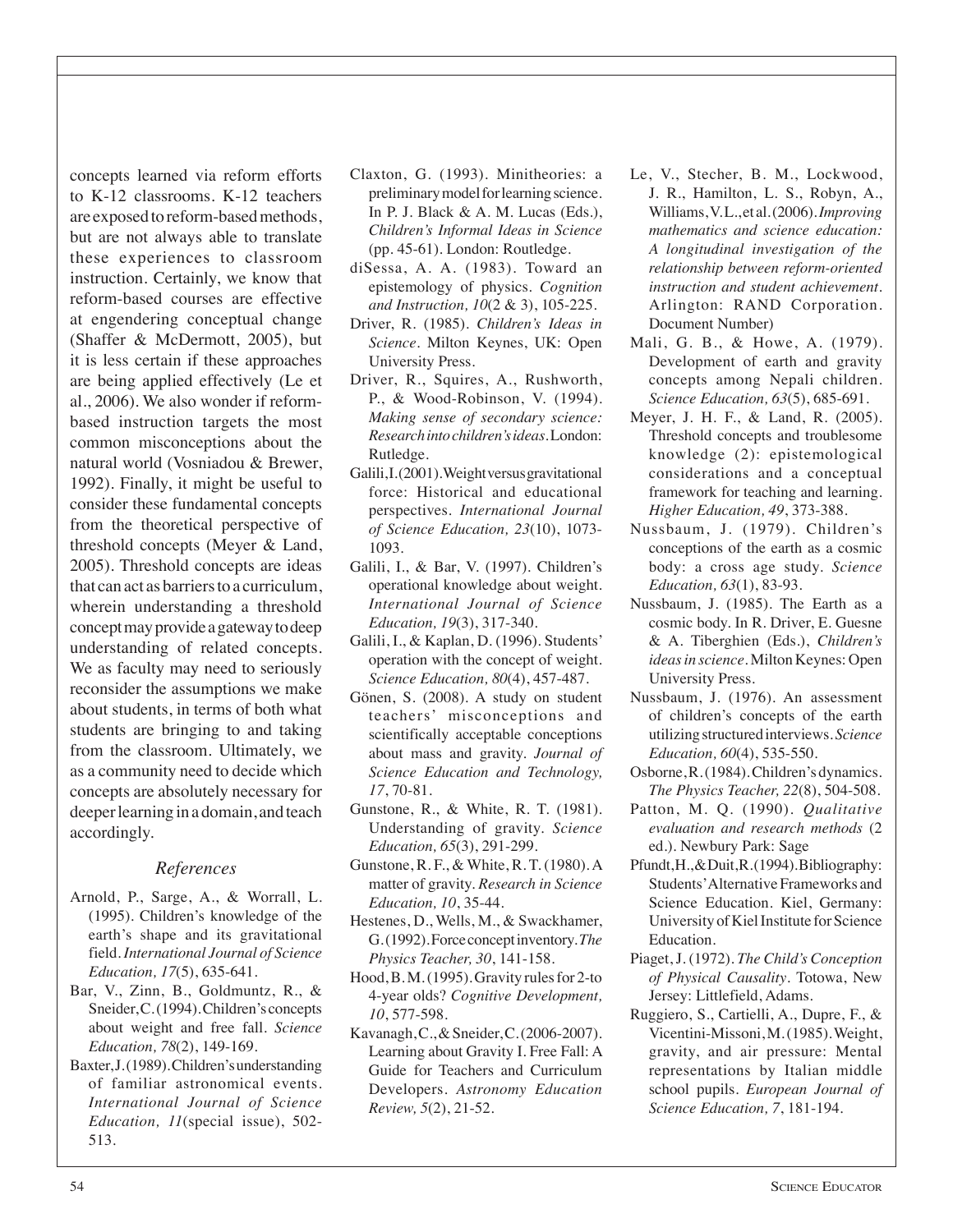concepts learned via reform efforts to K-12 classrooms. K-12 teachers are exposed to reform-based methods, but are not always able to translate these experiences to classroom instruction. Certainly, we know that reform-based courses are effective at engendering conceptual change (Shaffer & McDermott, 2005), but it is less certain if these approaches are being applied effectively (Le et al., 2006). We also wonder if reform-based instruction targets the most common misconceptions about the natural world (Vosniadou & Brewer, 1992). Finally, it might be useful to consider these fundamental concepts from the theoretical perspective of threshold concepts (Meyer & Land, 2005). Threshold concepts are ideas that can act as barriers to a curriculum, wherein understanding a threshold concept may provide a gateway to deep understanding of related concepts. We as faculty may need to seriously reconsider the assumptions we make about students, in terms of both what students are bringing to and taking from the classroom. Ultimately, we as a community need to decide which concepts are absolutely necessary for deeper learning in a domain, and teach accordingly.

## References

Arnold, P., Sarge, A., & Worrall, L. (1995). Children's knowledge of the earth's shape and its gravitational field. *International Journal of Science Education, 17*(5), 635-641.

Bar, V., Zinn, B., Goldmuntz, R., & Sneider, C. (1994). Children's concepts about weight and free fall. *Science Education, 78*(2), 149-169.

Baxter, J. (1989). Children's understanding of familiar astronomical events. *International Journal of Science Education, 11*(special issue), 502-513.

Claxton, G. (1993). Minitheories: a preliminary model for learning science. In P. J. Black & A. M. Lucas (Eds.), *Children's Informal Ideas in Science* (pp. 45-61). London: Routledge.

diSessa, A. A. (1983). Toward an epistemology of physics. *Cognition and Instruction, 10*(2 & 3), 105-225.

Driver, R. (1985). *Children's Ideas in Science*. Milton Keynes, UK: Open University Press.

Driver, R., Squires, A., Rushworth, P., & Wood-Robinson, V. (1994). *Making sense of secondary science: Research into children's ideas*. London: Rutledge.

Galili, I. (2001). Weight versus gravitational force: Historical and educational perspectives. *International Journal of Science Education, 23*(10), 1073-1093.

Galili, I., & Bar, V. (1997). Children's operational knowledge about weight. *International Journal of Science Education, 19*(3), 317-340.

Galili, I., & Kaplan, D. (1996). Students' operation with the concept of weight. *Science Education, 80*(4), 457-487.

Gönen, S. (2008). A study on student teachers' misconceptions and scientifically acceptable conceptions about mass and gravity. *Journal of Science Education and Technology, 17*, 70-81.

Gunstone, R., & White, R. T. (1981). Understanding of gravity. *Science Education, 65*(3), 291-299.

Gunstone, R. F., & White, R. T. (1980). A matter of gravity. *Research in Science Education, 10*, 35-44.

Hestenes, D., Wells, M., & Swackhamer, G. (1992). Force concept inventory. *The Physics Teacher, 30*, 141-158.

Hood, B. M. (1995). Gravity rules for 2-to 4-year olds? *Cognitive Development, 10*, 577-598.

Kavanagh, C., & Sneider, C. (2006-2007). Learning about Gravity I. Free Fall: A Guide for Teachers and Curriculum Developers. *Astronomy Education Review, 5*(2), 21-52.

Le, V., Stecher, B. M., Lockwood, J. R., Hamilton, L. S., Robyn, A., Williams, V. L., et al. (2006). *Improving mathematics and science education: A longitudinal investigation of the relationship between reform-oriented instruction and student achievement*. Arlington: RAND Corporation. Document Number)

Mali, G. B., & Howe, A. (1979). Development of earth and gravity concepts among Nepali children. *Science Education, 63*(5), 685-691.

Meyer, J. H. F., & Land, R. (2005). Threshold concepts and troublesome knowledge (2): epistemological considerations and a conceptual framework for teaching and learning. *Higher Education, 49*, 373-388.

Nussbaum, J. (1979). Children's conceptions of the earth as a cosmic body: a cross age study. *Science Education, 63*(1), 83-93.

Nussbaum, J. (1985). The Earth as a cosmic body. In R. Driver, E. Guesne & A. Tiberghien (Eds.), *Children's ideas in science*. Milton Keynes: Open University Press.

Nussbaum, J. (1976). An assessment of children's concepts of the earth utilizing structured interviews. *Science Education, 60*(4), 535-550.

Osborne, R. (1984). Children's dynamics. *The Physics Teacher, 22*(8), 504-508.

Patton, M. Q. (1990). *Qualitative evaluation and research methods* (2 ed.). Newbury Park: Sage

Pfundt, H., & Duit, R. (1994). Bibliography: Students' Alternative Frameworks and Science Education. Kiel, Germany: University of Kiel Institute for Science Education.

Piaget, J. (1972). *The Child's Conception of Physical Causality*. Totowa, New Jersey: Littlefield, Adams.

Ruggiero, S., Cartielli, A., Dupre, F., & Vicentini-Missoni, M. (1985). Weight, gravity, and air pressure: Mental representations by Italian middle school pupils. *European Journal of Science Education, 7*, 181-194.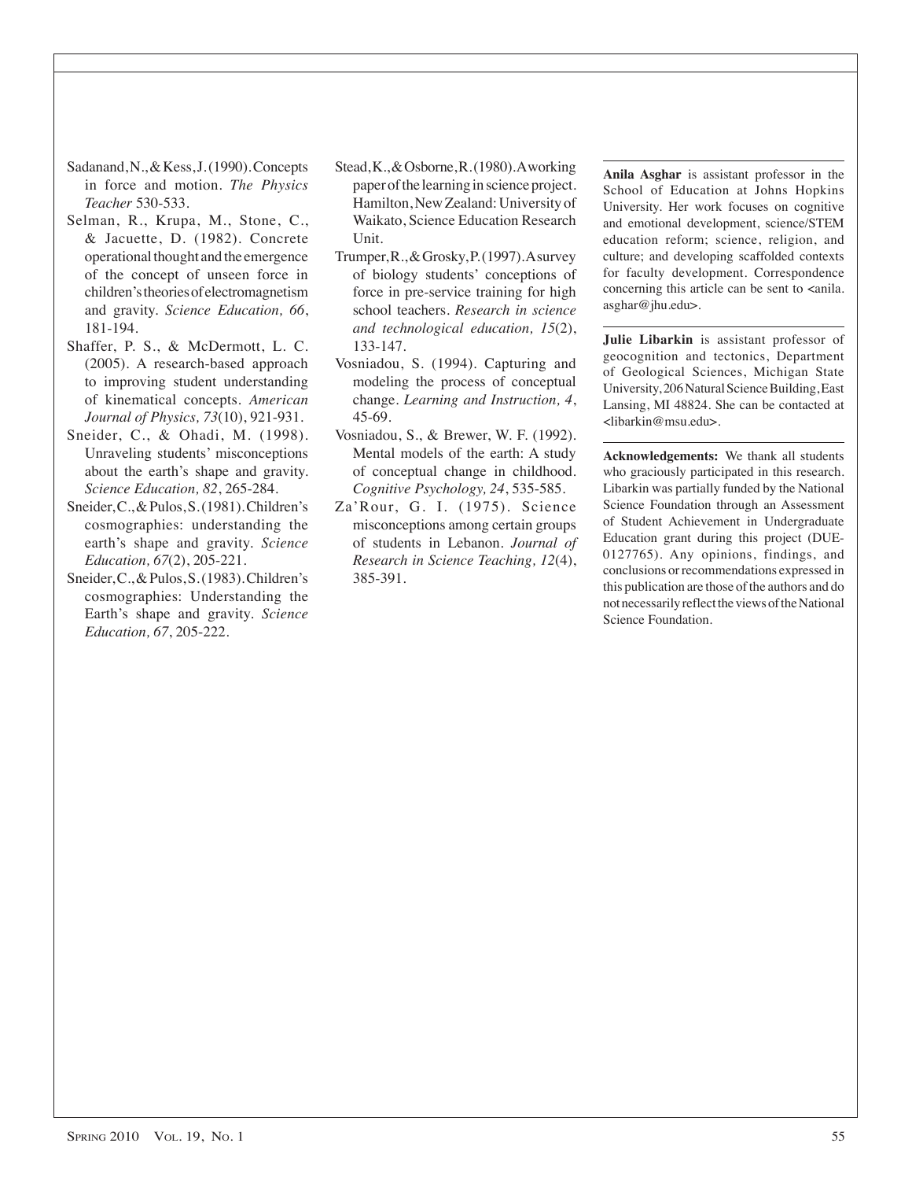Sadanand, N., & Kess, J. (1990). Concepts in force and motion. *The Physics Teacher* 530-533.

Selman, R., Krupa, M., Stone, C., & Jacuette, D. (1982). Concrete operational thought and the emergence of the concept of unseen force in children's theories of electromagnetism and gravity. *Science Education, 66*, 181-194.

Shaffer, P. S., & McDermott, L. C. (2005). A research-based approach to improving student understanding of kinematical concepts. *American Journal of Physics, 73*(10), 921-931.

Sneider, C., & Ohadi, M. (1998). Unraveling students' misconceptions about the earth's shape and gravity. *Science Education, 82*, 265-284.

Sneider, C., & Pulos, S. (1981). Children's cosmographies: understanding the earth's shape and gravity. *Science Education, 67*(2), 205-221.

Sneider, C., & Pulos, S. (1983). Children's cosmographies: Understanding the Earth's shape and gravity. *Science Education, 67*, 205-222.

Stead, K., & Osborne, R. (1980). A working paper of the learning in science project. Hamilton, New Zealand: University of Waikato, Science Education Research Unit.

Trumper, R., & Grosky, P. (1997). A survey of biology students' conceptions of force in pre-service training for high school teachers. *Research in science and technological education, 15*(2), 133-147.

Vosniadou, S. (1994). Capturing and modeling the process of conceptual change. *Learning and Instruction, 4*, 45-69.

Vosniadou, S., & Brewer, W. F. (1992). Mental models of the earth: A study of conceptual change in childhood. *Cognitive Psychology, 24*, 535-585.

Za'Rour, G. I. (1975). Science misconceptions among certain groups of students in Lebanon. *Journal of Research in Science Teaching, 12*(4), 385-391.

---

**Anila Asghar** is assistant professor in the School of Education at Johns Hopkins University. Her work focuses on cognitive and emotional development, science/STEM education reform; science, religion, and culture; and developing scaffolded contexts for faculty development. Correspondence concerning this article can be sent to <anila.asghar@jhu.edu>.

**Julie Libarkin** is assistant professor of geocognition and tectonics, Department of Geological Sciences, Michigan State University, 206 Natural Science Building, East Lansing, MI 48824. She can be contacted at <libarkin@msu.edu>.

**Acknowledgements:** We thank all students who graciously participated in this research. Libarkin was partially funded by the National Science Foundation through an Assessment of Student Achievement in Undergraduate Education grant during this project (DUE-0127765). Any opinions, findings, and conclusions or recommendations expressed in this publication are those of the authors and do not necessarily reflect the views of the National Science Foundation.